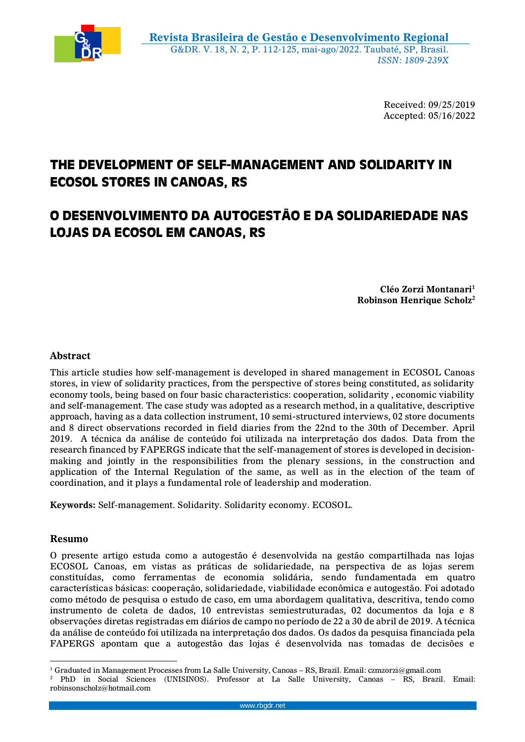Received: 09/25/2019
Accepted: 05/16/2022

# THE DEVELOPMENT OF SELF-MANAGEMENT AND SOLIDARITY IN ECOSOL STORES IN CANOAS, RS

# O DESENVOLVIMENTO DA AUTOGESTÃO E DA SOLIDARIEDADE NAS LOJAS DA ECOSOL EM CANOAS, RS

**Cléo Zorzi Montanari[1]**
**Robinson Henrique Scholz[2]**

## Abstract

This article studies how self-management is developed in shared management in ECOSOL Canoas stores, in view of solidarity practices, from the perspective of stores being constituted, as solidarity economy tools, being based on four basic characteristics: cooperation, solidarity , economic viability and self-management. The case study was adopted as a research method, in a qualitative, descriptive approach, having as a data collection instrument, 10 semi-structured interviews, 02 store documents and 8 direct observations recorded in field diaries from the 22nd to the 30th of December. April 2019. A técnica da análise de conteúdo foi utilizada na interpretação dos dados. Data from the research financed by FAPERGS indicate that the self-management of stores is developed in decision-making and jointly in the responsibilities from the plenary sessions, in the construction and application of the Internal Regulation of the same, as well as in the election of the team of coordination, and it plays a fundamental role of leadership and moderation.

**Keywords:** Self-management. Solidarity. Solidarity economy. ECOSOL.

## Resumo

O presente artigo estuda como a autogestão é desenvolvida na gestão compartilhada nas lojas ECOSOL Canoas, em vistas as práticas de solidariedade, na perspectiva de as lojas serem constituídas, como ferramentas de economia solidária, sendo fundamentada em quatro características básicas: cooperação, solidariedade, viabilidade econômica e autogestão. Foi adotado como método de pesquisa o estudo de caso, em uma abordagem qualitativa, descritiva, tendo como instrumento de coleta de dados, 10 entrevistas semiestruturadas, 02 documentos da loja e 8 observações diretas registradas em diários de campo no período de 22 a 30 de abril de 2019. A técnica da análise de conteúdo foi utilizada na interpretação dos dados. Os dados da pesquisa financiada pela FAPERGS apontam que a autogestão das lojas é desenvolvida nas tomadas de decisões e

---

[1] Graduated in Management Processes from La Salle University, Canoas – RS, Brazil. Email: czmzorzi@gmail.com

[2] PhD in Social Sciences (UNISINOS). Professor at La Salle University, Canoas – RS, Brazil. Email: robinsonscholz@hotmail.com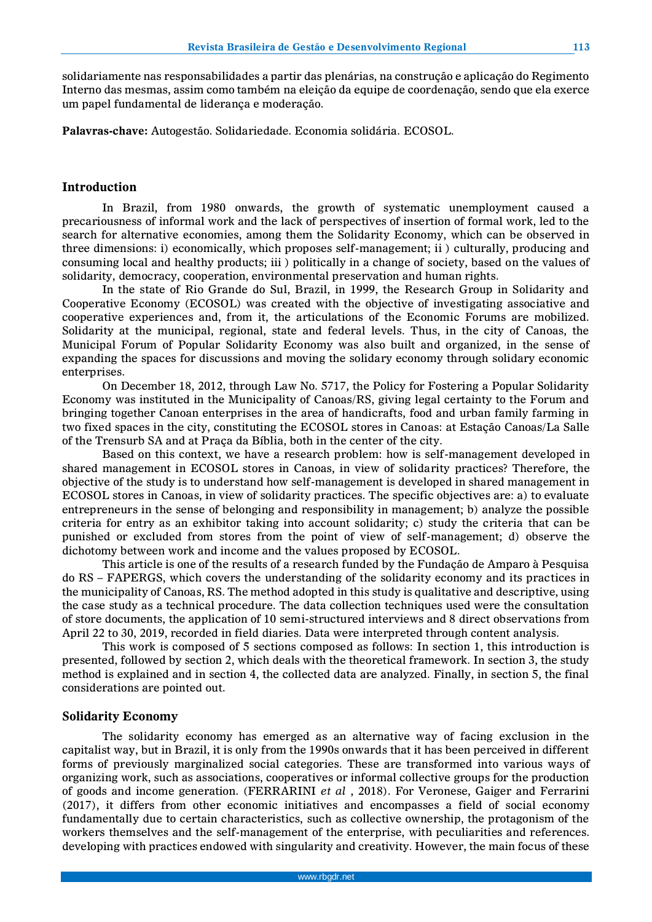solidariamente nas responsabilidades a partir das plenárias, na construção e aplicação do Regimento Interno das mesmas, assim como também na eleição da equipe de coordenação, sendo que ela exerce um papel fundamental de liderança e moderação.

**Palavras-chave:** Autogestão. Solidariedade. Economia solidária. ECOSOL.

## Introduction

In Brazil, from 1980 onwards, the growth of systematic unemployment caused a precariousness of informal work and the lack of perspectives of insertion of formal work, led to the search for alternative economies, among them the Solidarity Economy, which can be observed in three dimensions: i) economically, which proposes self-management; ii ) culturally, producing and consuming local and healthy products; iii ) politically in a change of society, based on the values of solidarity, democracy, cooperation, environmental preservation and human rights.

In the state of Rio Grande do Sul, Brazil, in 1999, the Research Group in Solidarity and Cooperative Economy (ECOSOL) was created with the objective of investigating associative and cooperative experiences and, from it, the articulations of the Economic Forums are mobilized. Solidarity at the municipal, regional, state and federal levels. Thus, in the city of Canoas, the Municipal Forum of Popular Solidarity Economy was also built and organized, in the sense of expanding the spaces for discussions and moving the solidary economy through solidary economic enterprises.

On December 18, 2012, through Law No. 5717, the Policy for Fostering a Popular Solidarity Economy was instituted in the Municipality of Canoas/RS, giving legal certainty to the Forum and bringing together Canoan enterprises in the area of handicrafts, food and urban family farming in two fixed spaces in the city, constituting the ECOSOL stores in Canoas: at Estação Canoas/La Salle of the Trensurb SA and at Praça da Bíblia, both in the center of the city.

Based on this context, we have a research problem: how is self-management developed in shared management in ECOSOL stores in Canoas, in view of solidarity practices? Therefore, the objective of the study is to understand how self-management is developed in shared management in ECOSOL stores in Canoas, in view of solidarity practices. The specific objectives are: a) to evaluate entrepreneurs in the sense of belonging and responsibility in management; b) analyze the possible criteria for entry as an exhibitor taking into account solidarity; c) study the criteria that can be punished or excluded from stores from the point of view of self-management; d) observe the dichotomy between work and income and the values proposed by ECOSOL.

This article is one of the results of a research funded by the Fundação de Amparo à Pesquisa do RS – FAPERGS, which covers the understanding of the solidarity economy and its practices in the municipality of Canoas, RS. The method adopted in this study is qualitative and descriptive, using the case study as a technical procedure. The data collection techniques used were the consultation of store documents, the application of 10 semi-structured interviews and 8 direct observations from April 22 to 30, 2019, recorded in field diaries. Data were interpreted through content analysis.

This work is composed of 5 sections composed as follows: In section 1, this introduction is presented, followed by section 2, which deals with the theoretical framework. In section 3, the study method is explained and in section 4, the collected data are analyzed. Finally, in section 5, the final considerations are pointed out.

## Solidarity Economy

The solidarity economy has emerged as an alternative way of facing exclusion in the capitalist way, but in Brazil, it is only from the 1990s onwards that it has been perceived in different forms of previously marginalized social categories. These are transformed into various ways of organizing work, such as associations, cooperatives or informal collective groups for the production of goods and income generation. (FERRARINI *et al* , 2018). For Veronese, Gaiger and Ferrarini (2017), it differs from other economic initiatives and encompasses a field of social economy fundamentally due to certain characteristics, such as collective ownership, the protagonism of the workers themselves and the self-management of the enterprise, with peculiarities and references. developing with practices endowed with singularity and creativity. However, the main focus of these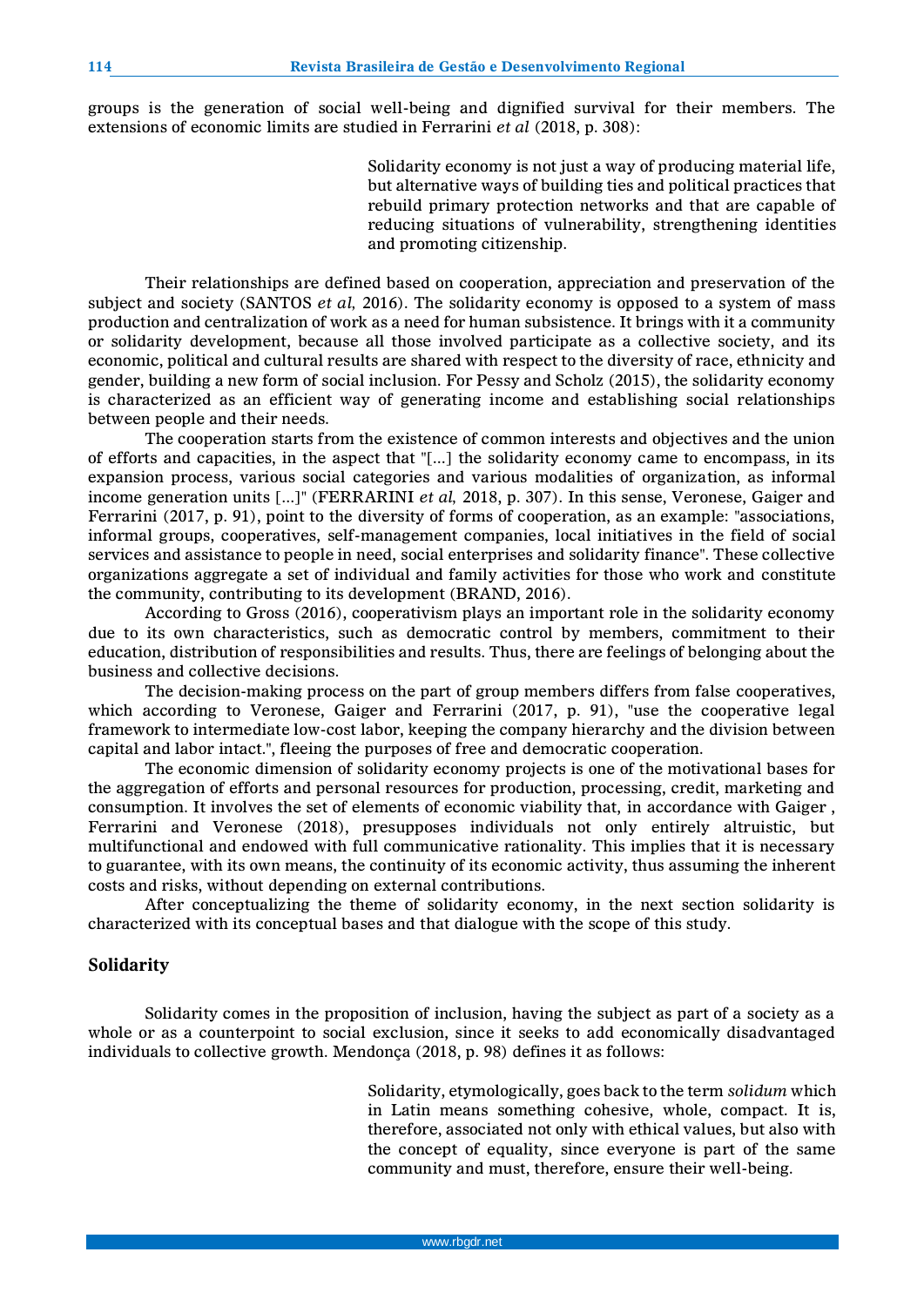groups is the generation of social well-being and dignified survival for their members. The extensions of economic limits are studied in Ferrarini *et al* (2018, p. 308):

> Solidarity economy is not just a way of producing material life, but alternative ways of building ties and political practices that rebuild primary protection networks and that are capable of reducing situations of vulnerability, strengthening identities and promoting citizenship.

Their relationships are defined based on cooperation, appreciation and preservation of the subject and society (SANTOS *et al*, 2016). The solidarity economy is opposed to a system of mass production and centralization of work as a need for human subsistence. It brings with it a community or solidarity development, because all those involved participate as a collective society, and its economic, political and cultural results are shared with respect to the diversity of race, ethnicity and gender, building a new form of social inclusion. For Pessy and Scholz (2015), the solidarity economy is characterized as an efficient way of generating income and establishing social relationships between people and their needs.

The cooperation starts from the existence of common interests and objectives and the union of efforts and capacities, in the aspect that "[...] the solidarity economy came to encompass, in its expansion process, various social categories and various modalities of organization, as informal income generation units [...]" (FERRARINI *et al*, 2018, p. 307). In this sense, Veronese, Gaiger and Ferrarini (2017, p. 91), point to the diversity of forms of cooperation, as an example: "associations, informal groups, cooperatives, self-management companies, local initiatives in the field of social services and assistance to people in need, social enterprises and solidarity finance". These collective organizations aggregate a set of individual and family activities for those who work and constitute the community, contributing to its development (BRAND, 2016).

According to Gross (2016), cooperativism plays an important role in the solidarity economy due to its own characteristics, such as democratic control by members, commitment to their education, distribution of responsibilities and results. Thus, there are feelings of belonging about the business and collective decisions.

The decision-making process on the part of group members differs from false cooperatives, which according to Veronese, Gaiger and Ferrarini (2017, p. 91), "use the cooperative legal framework to intermediate low-cost labor, keeping the company hierarchy and the division between capital and labor intact.", fleeing the purposes of free and democratic cooperation.

The economic dimension of solidarity economy projects is one of the motivational bases for the aggregation of efforts and personal resources for production, processing, credit, marketing and consumption. It involves the set of elements of economic viability that, in accordance with Gaiger , Ferrarini and Veronese (2018), presupposes individuals not only entirely altruistic, but multifunctional and endowed with full communicative rationality. This implies that it is necessary to guarantee, with its own means, the continuity of its economic activity, thus assuming the inherent costs and risks, without depending on external contributions.

After conceptualizing the theme of solidarity economy, in the next section solidarity is characterized with its conceptual bases and that dialogue with the scope of this study.

## Solidarity

Solidarity comes in the proposition of inclusion, having the subject as part of a society as a whole or as a counterpoint to social exclusion, since it seeks to add economically disadvantaged individuals to collective growth. Mendonça (2018, p. 98) defines it as follows:

> Solidarity, etymologically, goes back to the term *solidum* which in Latin means something cohesive, whole, compact. It is, therefore, associated not only with ethical values, but also with the concept of equality, since everyone is part of the same community and must, therefore, ensure their well-being.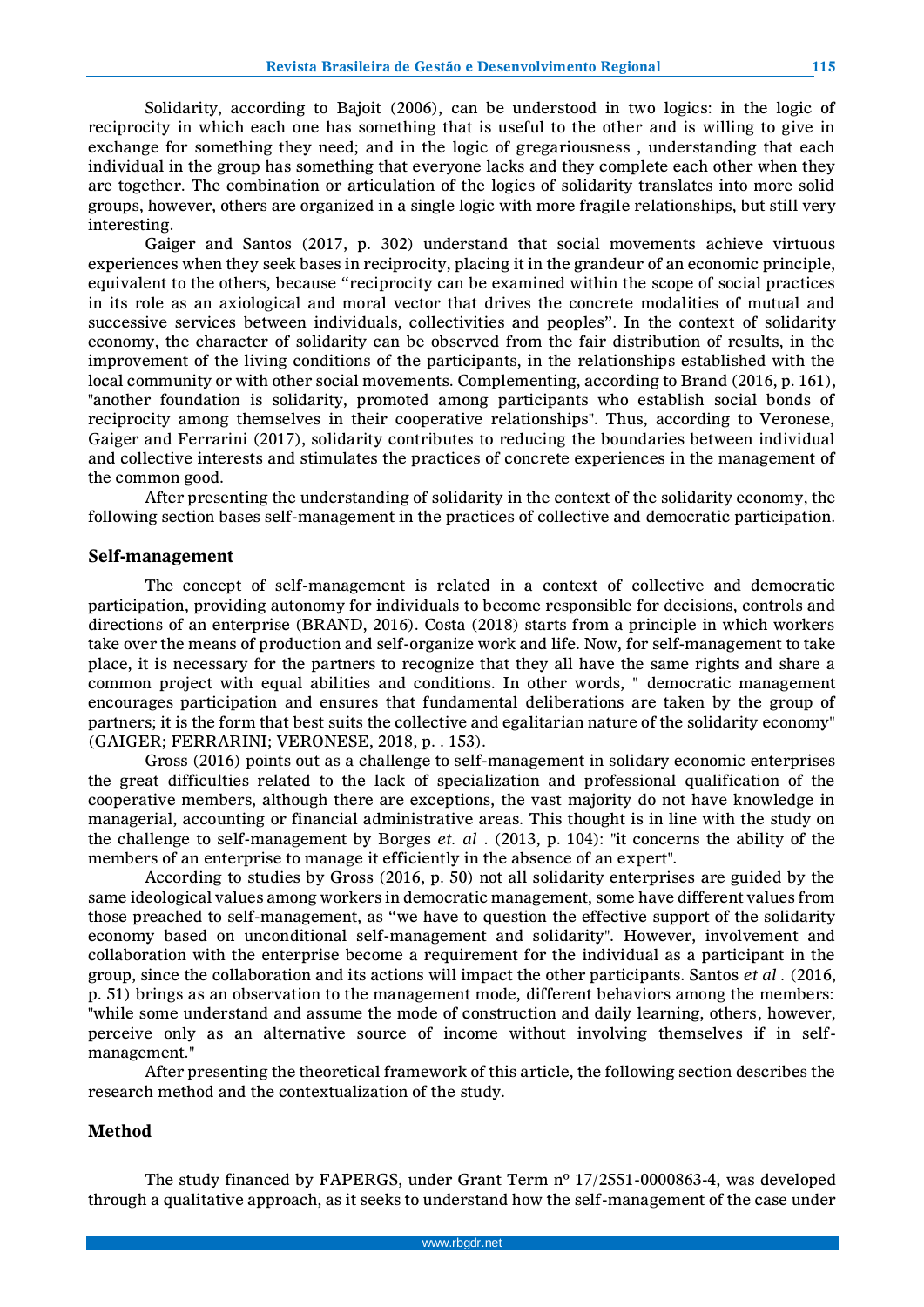Solidarity, according to Bajoit (2006), can be understood in two logics: in the logic of reciprocity in which each one has something that is useful to the other and is willing to give in exchange for something they need; and in the logic of gregariousness , understanding that each individual in the group has something that everyone lacks and they complete each other when they are together. The combination or articulation of the logics of solidarity translates into more solid groups, however, others are organized in a single logic with more fragile relationships, but still very interesting.

Gaiger and Santos (2017, p. 302) understand that social movements achieve virtuous experiences when they seek bases in reciprocity, placing it in the grandeur of an economic principle, equivalent to the others, because "reciprocity can be examined within the scope of social practices in its role as an axiological and moral vector that drives the concrete modalities of mutual and successive services between individuals, collectivities and peoples". In the context of solidarity economy, the character of solidarity can be observed from the fair distribution of results, in the improvement of the living conditions of the participants, in the relationships established with the local community or with other social movements. Complementing, according to Brand (2016, p. 161), "another foundation is solidarity, promoted among participants who establish social bonds of reciprocity among themselves in their cooperative relationships". Thus, according to Veronese, Gaiger and Ferrarini (2017), solidarity contributes to reducing the boundaries between individual and collective interests and stimulates the practices of concrete experiences in the management of the common good.

After presenting the understanding of solidarity in the context of the solidarity economy, the following section bases self-management in the practices of collective and democratic participation.

## Self-management

The concept of self-management is related in a context of collective and democratic participation, providing autonomy for individuals to become responsible for decisions, controls and directions of an enterprise (BRAND, 2016). Costa (2018) starts from a principle in which workers take over the means of production and self-organize work and life. Now, for self-management to take place, it is necessary for the partners to recognize that they all have the same rights and share a common project with equal abilities and conditions. In other words, " democratic management encourages participation and ensures that fundamental deliberations are taken by the group of partners; it is the form that best suits the collective and egalitarian nature of the solidarity economy" (GAIGER; FERRARINI; VERONESE, 2018, p. . 153).

Gross (2016) points out as a challenge to self-management in solidary economic enterprises the great difficulties related to the lack of specialization and professional qualification of the cooperative members, although there are exceptions, the vast majority do not have knowledge in managerial, accounting or financial administrative areas. This thought is in line with the study on the challenge to self-management by Borges *et. al* . (2013, p. 104): "it concerns the ability of the members of an enterprise to manage it efficiently in the absence of an expert".

According to studies by Gross (2016, p. 50) not all solidarity enterprises are guided by the same ideological values among workers in democratic management, some have different values from those preached to self-management, as "we have to question the effective support of the solidarity economy based on unconditional self-management and solidarity". However, involvement and collaboration with the enterprise become a requirement for the individual as a participant in the group, since the collaboration and its actions will impact the other participants. Santos *et al* . (2016, p. 51) brings as an observation to the management mode, different behaviors among the members: "while some understand and assume the mode of construction and daily learning, others, however, perceive only as an alternative source of income without involving themselves if in self-management."

After presenting the theoretical framework of this article, the following section describes the research method and the contextualization of the study.

## Method

The study financed by FAPERGS, under Grant Term nº 17/2551-0000863-4, was developed through a qualitative approach, as it seeks to understand how the self-management of the case under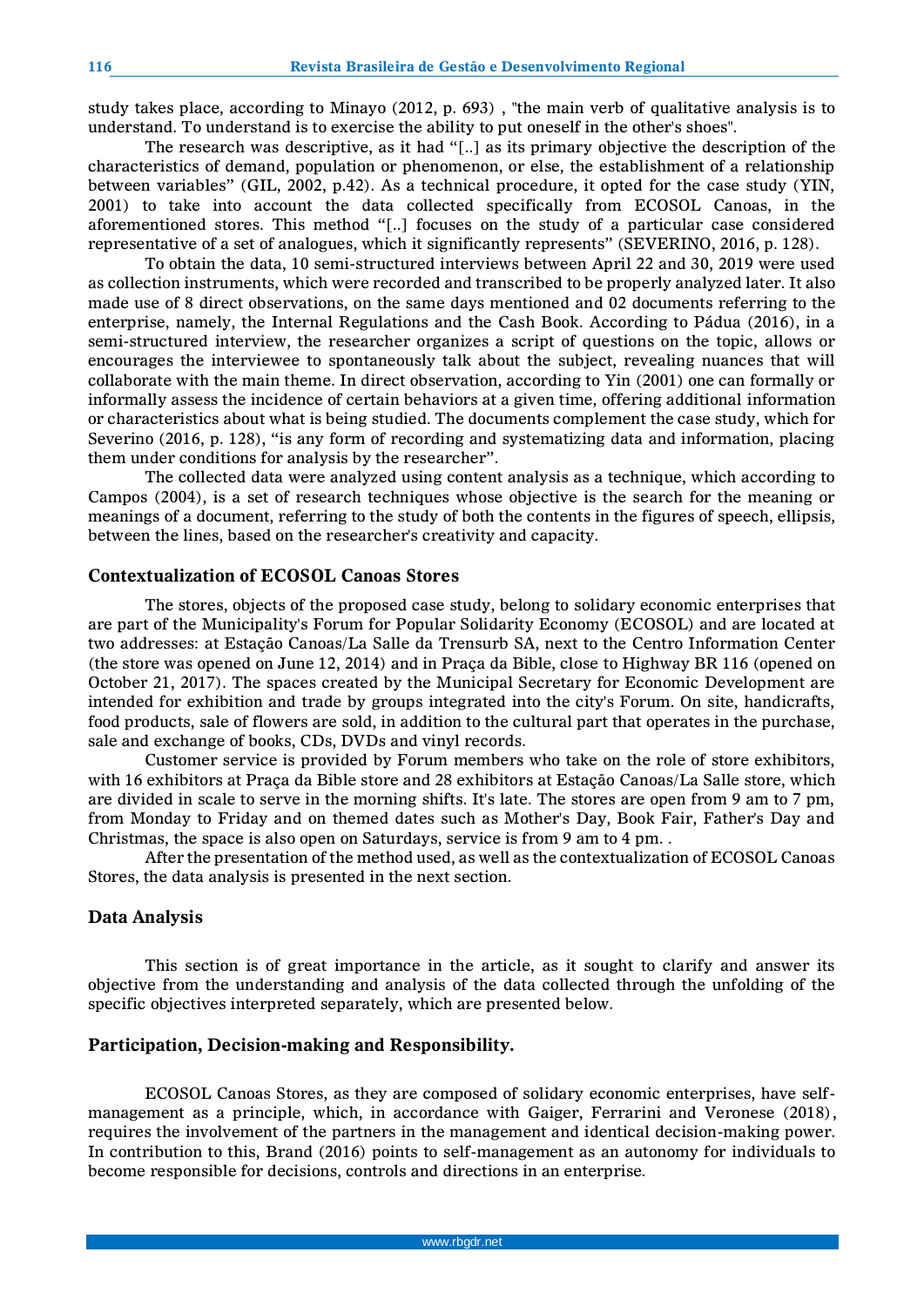study takes place, according to Minayo (2012, p. 693) , "the main verb of qualitative analysis is to understand. To understand is to exercise the ability to put oneself in the other's shoes".

The research was descriptive, as it had "[..] as its primary objective the description of the characteristics of demand, population or phenomenon, or else, the establishment of a relationship between variables" (GIL, 2002, p.42). As a technical procedure, it opted for the case study (YIN, 2001) to take into account the data collected specifically from ECOSOL Canoas, in the aforementioned stores. This method "[..] focuses on the study of a particular case considered representative of a set of analogues, which it significantly represents" (SEVERINO, 2016, p. 128).

To obtain the data, 10 semi-structured interviews between April 22 and 30, 2019 were used as collection instruments, which were recorded and transcribed to be properly analyzed later. It also made use of 8 direct observations, on the same days mentioned and 02 documents referring to the enterprise, namely, the Internal Regulations and the Cash Book. According to Pádua (2016), in a semi-structured interview, the researcher organizes a script of questions on the topic, allows or encourages the interviewee to spontaneously talk about the subject, revealing nuances that will collaborate with the main theme. In direct observation, according to Yin (2001) one can formally or informally assess the incidence of certain behaviors at a given time, offering additional information or characteristics about what is being studied. The documents complement the case study, which for Severino (2016, p. 128), "is any form of recording and systematizing data and information, placing them under conditions for analysis by the researcher".

The collected data were analyzed using content analysis as a technique, which according to Campos (2004), is a set of research techniques whose objective is the search for the meaning or meanings of a document, referring to the study of both the contents in the figures of speech, ellipsis, between the lines, based on the researcher's creativity and capacity.

## Contextualization of ECOSOL Canoas Stores

The stores, objects of the proposed case study, belong to solidary economic enterprises that are part of the Municipality's Forum for Popular Solidarity Economy (ECOSOL) and are located at two addresses: at Estação Canoas/La Salle da Trensurb SA, next to the Centro Information Center (the store was opened on June 12, 2014) and in Praça da Bible, close to Highway BR 116 (opened on October 21, 2017). The spaces created by the Municipal Secretary for Economic Development are intended for exhibition and trade by groups integrated into the city's Forum. On site, handicrafts, food products, sale of flowers are sold, in addition to the cultural part that operates in the purchase, sale and exchange of books, CDs, DVDs and vinyl records.

Customer service is provided by Forum members who take on the role of store exhibitors, with 16 exhibitors at Praça da Bible store and 28 exhibitors at Estação Canoas/La Salle store, which are divided in scale to serve in the morning shifts. It's late. The stores are open from 9 am to 7 pm, from Monday to Friday and on themed dates such as Mother's Day, Book Fair, Father's Day and Christmas, the space is also open on Saturdays, service is from 9 am to 4 pm. .

After the presentation of the method used, as well as the contextualization of ECOSOL Canoas Stores, the data analysis is presented in the next section.

## Data Analysis

This section is of great importance in the article, as it sought to clarify and answer its objective from the understanding and analysis of the data collected through the unfolding of the specific objectives interpreted separately, which are presented below.

## Participation, Decision-making and Responsibility.

ECOSOL Canoas Stores, as they are composed of solidary economic enterprises, have self-management as a principle, which, in accordance with Gaiger, Ferrarini and Veronese (2018), requires the involvement of the partners in the management and identical decision-making power. In contribution to this, Brand (2016) points to self-management as an autonomy for individuals to become responsible for decisions, controls and directions in an enterprise.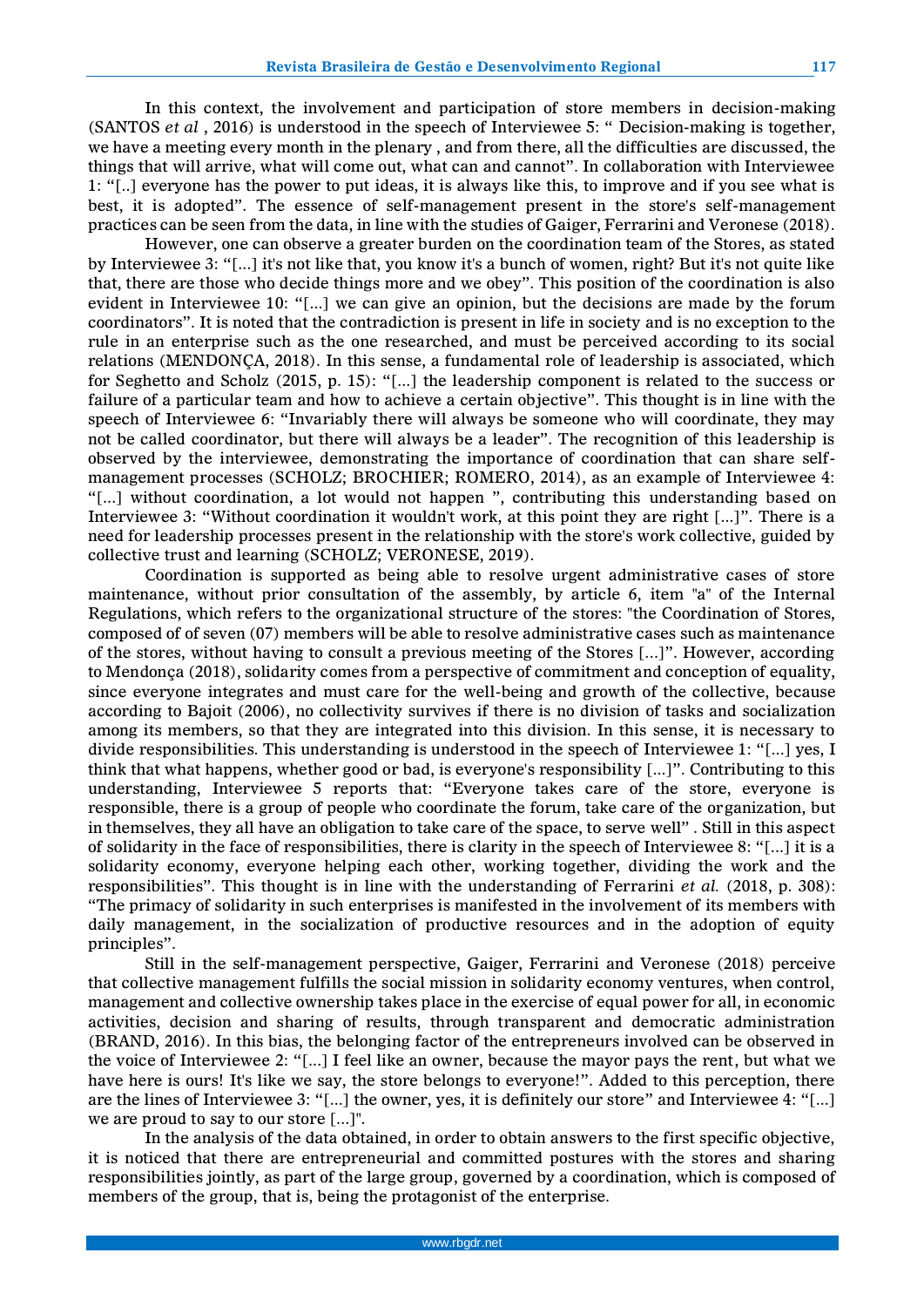In this context, the involvement and participation of store members in decision-making (SANTOS *et al* , 2016) is understood in the speech of Interviewee 5: " Decision-making is together, we have a meeting every month in the plenary , and from there, all the difficulties are discussed, the things that will arrive, what will come out, what can and cannot". In collaboration with Interviewee 1: "[..] everyone has the power to put ideas, it is always like this, to improve and if you see what is best, it is adopted". The essence of self-management present in the store's self-management practices can be seen from the data, in line with the studies of Gaiger, Ferrarini and Veronese (2018).

However, one can observe a greater burden on the coordination team of the Stores, as stated by Interviewee 3: "[...] it's not like that, you know it's a bunch of women, right? But it's not quite like that, there are those who decide things more and we obey". This position of the coordination is also evident in Interviewee 10: "[...] we can give an opinion, but the decisions are made by the forum coordinators". It is noted that the contradiction is present in life in society and is no exception to the rule in an enterprise such as the one researched, and must be perceived according to its social relations (MENDONÇA, 2018). In this sense, a fundamental role of leadership is associated, which for Seghetto and Scholz (2015, p. 15): "[...] the leadership component is related to the success or failure of a particular team and how to achieve a certain objective". This thought is in line with the speech of Interviewee 6: "Invariably there will always be someone who will coordinate, they may not be called coordinator, but there will always be a leader". The recognition of this leadership is observed by the interviewee, demonstrating the importance of coordination that can share self-management processes (SCHOLZ; BROCHIER; ROMERO, 2014), as an example of Interviewee 4: "[...] without coordination, a lot would not happen ", contributing this understanding based on Interviewee 3: "Without coordination it wouldn't work, at this point they are right [...]". There is a need for leadership processes present in the relationship with the store's work collective, guided by collective trust and learning (SCHOLZ; VERONESE, 2019).

Coordination is supported as being able to resolve urgent administrative cases of store maintenance, without prior consultation of the assembly, by article 6, item "a" of the Internal Regulations, which refers to the organizational structure of the stores: "the Coordination of Stores, composed of of seven (07) members will be able to resolve administrative cases such as maintenance of the stores, without having to consult a previous meeting of the Stores [...]". However, according to Mendonça (2018), solidarity comes from a perspective of commitment and conception of equality, since everyone integrates and must care for the well-being and growth of the collective, because according to Bajoit (2006), no collectivity survives if there is no division of tasks and socialization among its members, so that they are integrated into this division. In this sense, it is necessary to divide responsibilities. This understanding is understood in the speech of Interviewee 1: "[...] yes, I think that what happens, whether good or bad, is everyone's responsibility [...]". Contributing to this understanding, Interviewee 5 reports that: "Everyone takes care of the store, everyone is responsible, there is a group of people who coordinate the forum, take care of the organization, but in themselves, they all have an obligation to take care of the space, to serve well" . Still in this aspect of solidarity in the face of responsibilities, there is clarity in the speech of Interviewee 8: "[...] it is a solidarity economy, everyone helping each other, working together, dividing the work and the responsibilities". This thought is in line with the understanding of Ferrarini *et al.* (2018, p. 308): "The primacy of solidarity in such enterprises is manifested in the involvement of its members with daily management, in the socialization of productive resources and in the adoption of equity principles".

Still in the self-management perspective, Gaiger, Ferrarini and Veronese (2018) perceive that collective management fulfills the social mission in solidarity economy ventures, when control, management and collective ownership takes place in the exercise of equal power for all, in economic activities, decision and sharing of results, through transparent and democratic administration (BRAND, 2016). In this bias, the belonging factor of the entrepreneurs involved can be observed in the voice of Interviewee 2: "[...] I feel like an owner, because the mayor pays the rent, but what we have here is ours! It's like we say, the store belongs to everyone!". Added to this perception, there are the lines of Interviewee 3: "[...] the owner, yes, it is definitely our store" and Interviewee 4: "[...] we are proud to say to our store [...]".

In the analysis of the data obtained, in order to obtain answers to the first specific objective, it is noticed that there are entrepreneurial and committed postures with the stores and sharing responsibilities jointly, as part of the large group, governed by a coordination, which is composed of members of the group, that is, being the protagonist of the enterprise.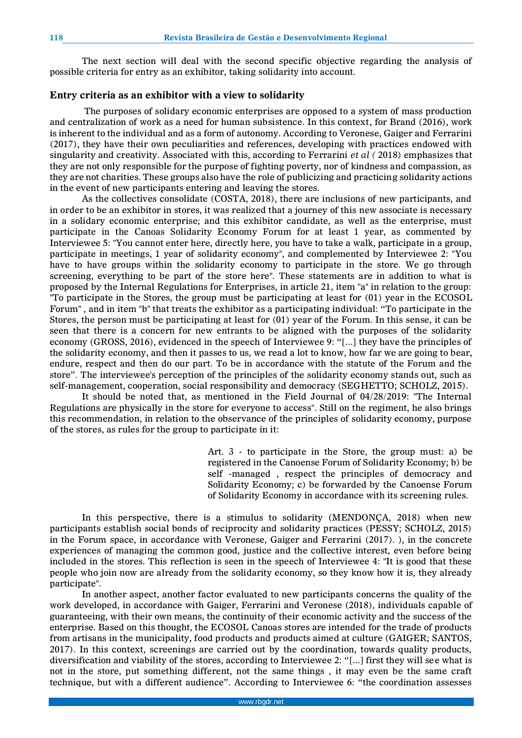The next section will deal with the second specific objective regarding the analysis of possible criteria for entry as an exhibitor, taking solidarity into account.

## Entry criteria as an exhibitor with a view to solidarity

The purposes of solidary economic enterprises are opposed to a system of mass production and centralization of work as a need for human subsistence. In this context, for Brand (2016), work is inherent to the individual and as a form of autonomy. According to Veronese, Gaiger and Ferrarini (2017), they have their own peculiarities and references, developing with practices endowed with singularity and creativity. Associated with this, according to Ferrarini *et al (* 2018) emphasizes that they are not only responsible for the purpose of fighting poverty, nor of kindness and compassion, as they are not charities. These groups also have the role of publicizing and practicing solidarity actions in the event of new participants entering and leaving the stores.

As the collectives consolidate (COSTA, 2018), there are inclusions of new participants, and in order to be an exhibitor in stores, it was realized that a journey of this new associate is necessary in a solidary economic enterprise; and this exhibitor candidate, as well as the enterprise, must participate in the Canoas Solidarity Economy Forum for at least 1 year, as commented by Interviewee 5: "You cannot enter here, directly here, you have to take a walk, participate in a group, participate in meetings, 1 year of solidarity economy", and complemented by Interviewee 2: "You have to have groups within the solidarity economy to participate in the store. We go through screening, everything to be part of the store here". These statements are in addition to what is proposed by the Internal Regulations for Enterprises, in article 21, item "a" in relation to the group: "To participate in the Stores, the group must be participating at least for (01) year in the ECOSOL Forum" , and in item "b" that treats the exhibitor as a participating individual: "To participate in the Stores, the person must be participating at least for (01) year of the Forum. In this sense, it can be seen that there is a concern for new entrants to be aligned with the purposes of the solidarity economy (GROSS, 2016), evidenced in the speech of Interviewee 9: "[...] they have the principles of the solidarity economy, and then it passes to us, we read a lot to know, how far we are going to bear, endure, respect and then do our part. To be in accordance with the statute of the Forum and the store". The interviewee's perception of the principles of the solidarity economy stands out, such as self-management, cooperation, social responsibility and democracy (SEGHETTO; SCHOLZ, 2015).

It should be noted that, as mentioned in the Field Journal of 04/28/2019: "The Internal Regulations are physically in the store for everyone to access". Still on the regiment, he also brings this recommendation, in relation to the observance of the principles of solidarity economy, purpose of the stores, as rules for the group to participate in it:

> Art. 3 - to participate in the Store, the group must: a) be registered in the Canoense Forum of Solidarity Economy; b) be self -managed , respect the principles of democracy and Solidarity Economy; c) be forwarded by the Canoense Forum of Solidarity Economy in accordance with its screening rules.

In this perspective, there is a stimulus to solidarity (MENDONÇA, 2018) when new participants establish social bonds of reciprocity and solidarity practices (PESSY; SCHOLZ, 2015) in the Forum space, in accordance with Veronese, Gaiger and Ferrarini (2017). ), in the concrete experiences of managing the common good, justice and the collective interest, even before being included in the stores. This reflection is seen in the speech of Interviewee 4: "It is good that these people who join now are already from the solidarity economy, so they know how it is, they already participate".

In another aspect, another factor evaluated to new participants concerns the quality of the work developed, in accordance with Gaiger, Ferrarini and Veronese (2018), individuals capable of guaranteeing, with their own means, the continuity of their economic activity and the success of the enterprise. Based on this thought, the ECOSOL Canoas stores are intended for the trade of products from artisans in the municipality, food products and products aimed at culture (GAIGER; SANTOS, 2017). In this context, screenings are carried out by the coordination, towards quality products, diversification and viability of the stores, according to Interviewee 2: "[...] first they will see what is not in the store, put something different, not the same things , it may even be the same craft technique, but with a different audience". According to Interviewee 6: "the coordination assesses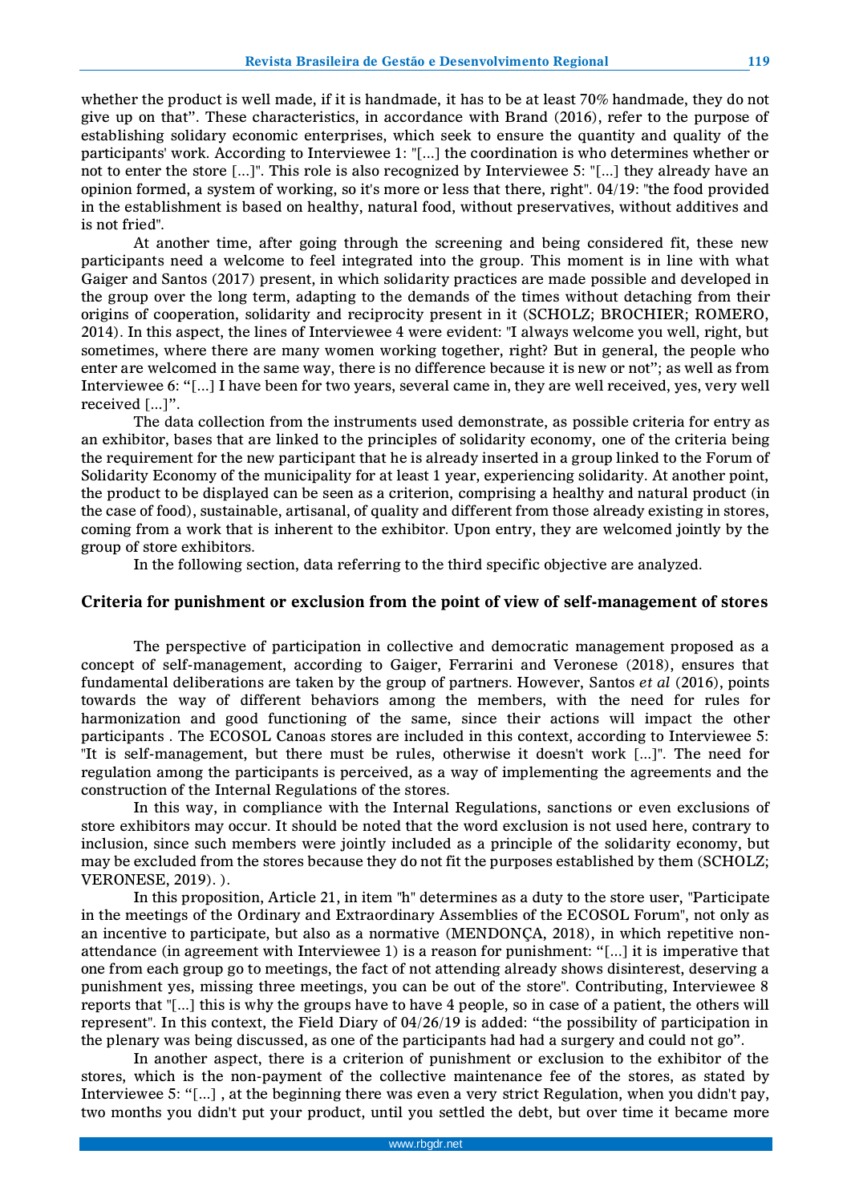whether the product is well made, if it is handmade, it has to be at least 70% handmade, they do not give up on that". These characteristics, in accordance with Brand (2016), refer to the purpose of establishing solidary economic enterprises, which seek to ensure the quantity and quality of the participants' work. According to Interviewee 1: "[...] the coordination is who determines whether or not to enter the store [...]". This role is also recognized by Interviewee 5: "[...] they already have an opinion formed, a system of working, so it's more or less that there, right". 04/19: "the food provided in the establishment is based on healthy, natural food, without preservatives, without additives and is not fried".

At another time, after going through the screening and being considered fit, these new participants need a welcome to feel integrated into the group. This moment is in line with what Gaiger and Santos (2017) present, in which solidarity practices are made possible and developed in the group over the long term, adapting to the demands of the times without detaching from their origins of cooperation, solidarity and reciprocity present in it (SCHOLZ; BROCHIER; ROMERO, 2014). In this aspect, the lines of Interviewee 4 were evident: "I always welcome you well, right, but sometimes, where there are many women working together, right? But in general, the people who enter are welcomed in the same way, there is no difference because it is new or not"; as well as from Interviewee 6: "[...] I have been for two years, several came in, they are well received, yes, very well received [...]".

The data collection from the instruments used demonstrate, as possible criteria for entry as an exhibitor, bases that are linked to the principles of solidarity economy, one of the criteria being the requirement for the new participant that he is already inserted in a group linked to the Forum of Solidarity Economy of the municipality for at least 1 year, experiencing solidarity. At another point, the product to be displayed can be seen as a criterion, comprising a healthy and natural product (in the case of food), sustainable, artisanal, of quality and different from those already existing in stores, coming from a work that is inherent to the exhibitor. Upon entry, they are welcomed jointly by the group of store exhibitors.

In the following section, data referring to the third specific objective are analyzed.

## Criteria for punishment or exclusion from the point of view of self-management of stores

The perspective of participation in collective and democratic management proposed as a concept of self-management, according to Gaiger, Ferrarini and Veronese (2018), ensures that fundamental deliberations are taken by the group of partners. However, Santos *et al* (2016), points towards the way of different behaviors among the members, with the need for rules for harmonization and good functioning of the same, since their actions will impact the other participants . The ECOSOL Canoas stores are included in this context, according to Interviewee 5: "It is self-management, but there must be rules, otherwise it doesn't work [...]". The need for regulation among the participants is perceived, as a way of implementing the agreements and the construction of the Internal Regulations of the stores.

In this way, in compliance with the Internal Regulations, sanctions or even exclusions of store exhibitors may occur. It should be noted that the word exclusion is not used here, contrary to inclusion, since such members were jointly included as a principle of the solidarity economy, but may be excluded from the stores because they do not fit the purposes established by them (SCHOLZ; VERONESE, 2019). ).

In this proposition, Article 21, in item "h" determines as a duty to the store user, "Participate in the meetings of the Ordinary and Extraordinary Assemblies of the ECOSOL Forum", not only as an incentive to participate, but also as a normative (MENDONÇA, 2018), in which repetitive non-attendance (in agreement with Interviewee 1) is a reason for punishment: "[...] it is imperative that one from each group go to meetings, the fact of not attending already shows disinterest, deserving a punishment yes, missing three meetings, you can be out of the store". Contributing, Interviewee 8 reports that "[...] this is why the groups have to have 4 people, so in case of a patient, the others will represent". In this context, the Field Diary of 04/26/19 is added: "the possibility of participation in the plenary was being discussed, as one of the participants had had a surgery and could not go".

In another aspect, there is a criterion of punishment or exclusion to the exhibitor of the stores, which is the non-payment of the collective maintenance fee of the stores, as stated by Interviewee 5: "[...] , at the beginning there was even a very strict Regulation, when you didn't pay, two months you didn't put your product, until you settled the debt, but over time it became more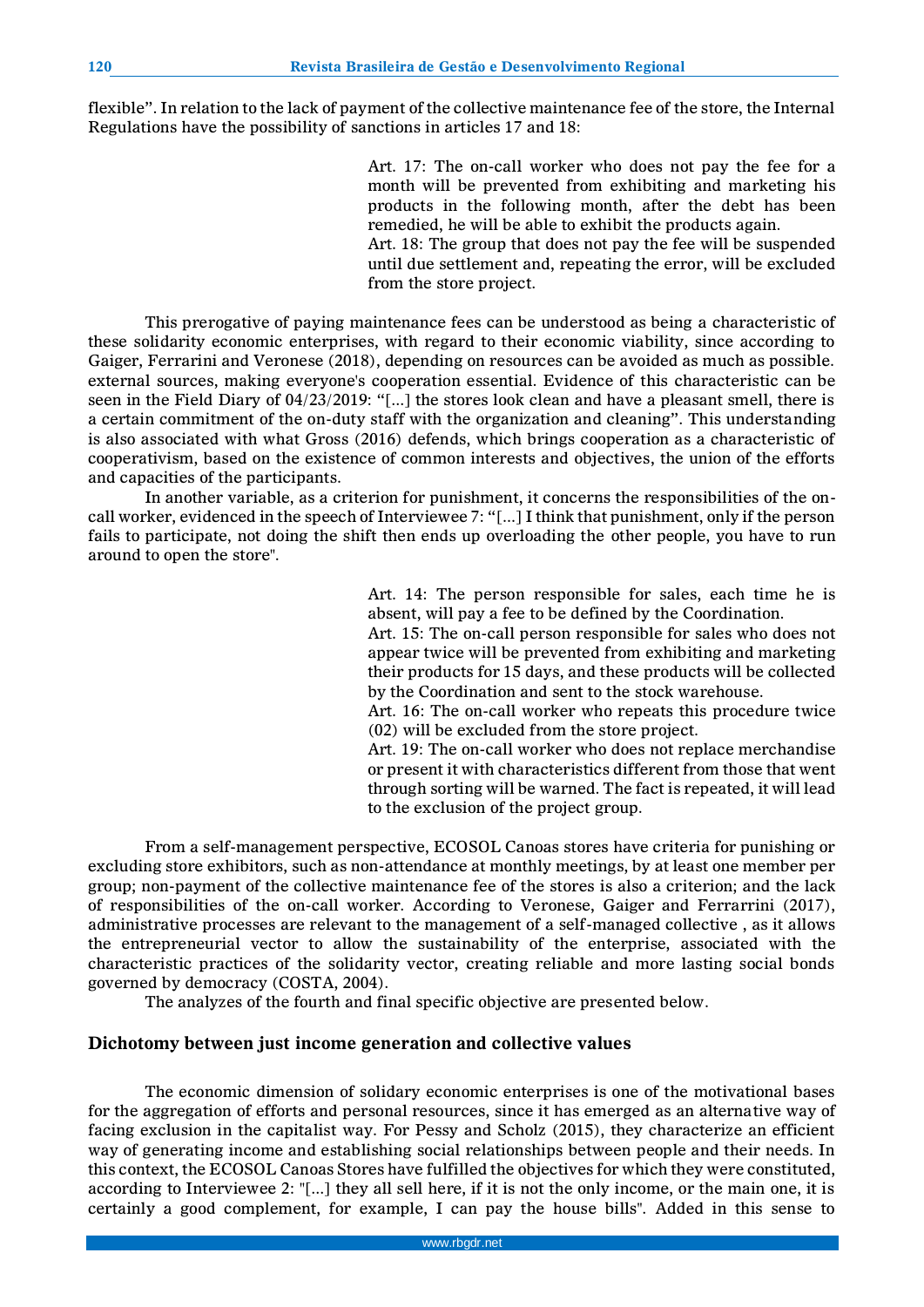flexible". In relation to the lack of payment of the collective maintenance fee of the store, the Internal Regulations have the possibility of sanctions in articles 17 and 18:

> Art. 17: The on-call worker who does not pay the fee for a month will be prevented from exhibiting and marketing his products in the following month, after the debt has been remedied, he will be able to exhibit the products again.
> Art. 18: The group that does not pay the fee will be suspended until due settlement and, repeating the error, will be excluded from the store project.

This prerogative of paying maintenance fees can be understood as being a characteristic of these solidarity economic enterprises, with regard to their economic viability, since according to Gaiger, Ferrarini and Veronese (2018), depending on resources can be avoided as much as possible. external sources, making everyone's cooperation essential. Evidence of this characteristic can be seen in the Field Diary of 04/23/2019: "[...] the stores look clean and have a pleasant smell, there is a certain commitment of the on-duty staff with the organization and cleaning". This understanding is also associated with what Gross (2016) defends, which brings cooperation as a characteristic of cooperativism, based on the existence of common interests and objectives, the union of the efforts and capacities of the participants.

In another variable, as a criterion for punishment, it concerns the responsibilities of the on-call worker, evidenced in the speech of Interviewee 7: "[...] I think that punishment, only if the person fails to participate, not doing the shift then ends up overloading the other people, you have to run around to open the store".

> Art. 14: The person responsible for sales, each time he is absent, will pay a fee to be defined by the Coordination.
> Art. 15: The on-call person responsible for sales who does not appear twice will be prevented from exhibiting and marketing their products for 15 days, and these products will be collected by the Coordination and sent to the stock warehouse.
> Art. 16: The on-call worker who repeats this procedure twice (02) will be excluded from the store project.
> Art. 19: The on-call worker who does not replace merchandise or present it with characteristics different from those that went through sorting will be warned. The fact is repeated, it will lead to the exclusion of the project group.

From a self-management perspective, ECOSOL Canoas stores have criteria for punishing or excluding store exhibitors, such as non-attendance at monthly meetings, by at least one member per group; non-payment of the collective maintenance fee of the stores is also a criterion; and the lack of responsibilities of the on-call worker. According to Veronese, Gaiger and Ferrarrini (2017), administrative processes are relevant to the management of a self-managed collective , as it allows the entrepreneurial vector to allow the sustainability of the enterprise, associated with the characteristic practices of the solidarity vector, creating reliable and more lasting social bonds governed by democracy (COSTA, 2004).

The analyzes of the fourth and final specific objective are presented below.

## Dichotomy between just income generation and collective values

The economic dimension of solidary economic enterprises is one of the motivational bases for the aggregation of efforts and personal resources, since it has emerged as an alternative way of facing exclusion in the capitalist way. For Pessy and Scholz (2015), they characterize an efficient way of generating income and establishing social relationships between people and their needs. In this context, the ECOSOL Canoas Stores have fulfilled the objectives for which they were constituted, according to Interviewee 2: "[...] they all sell here, if it is not the only income, or the main one, it is certainly a good complement, for example, I can pay the house bills". Added in this sense to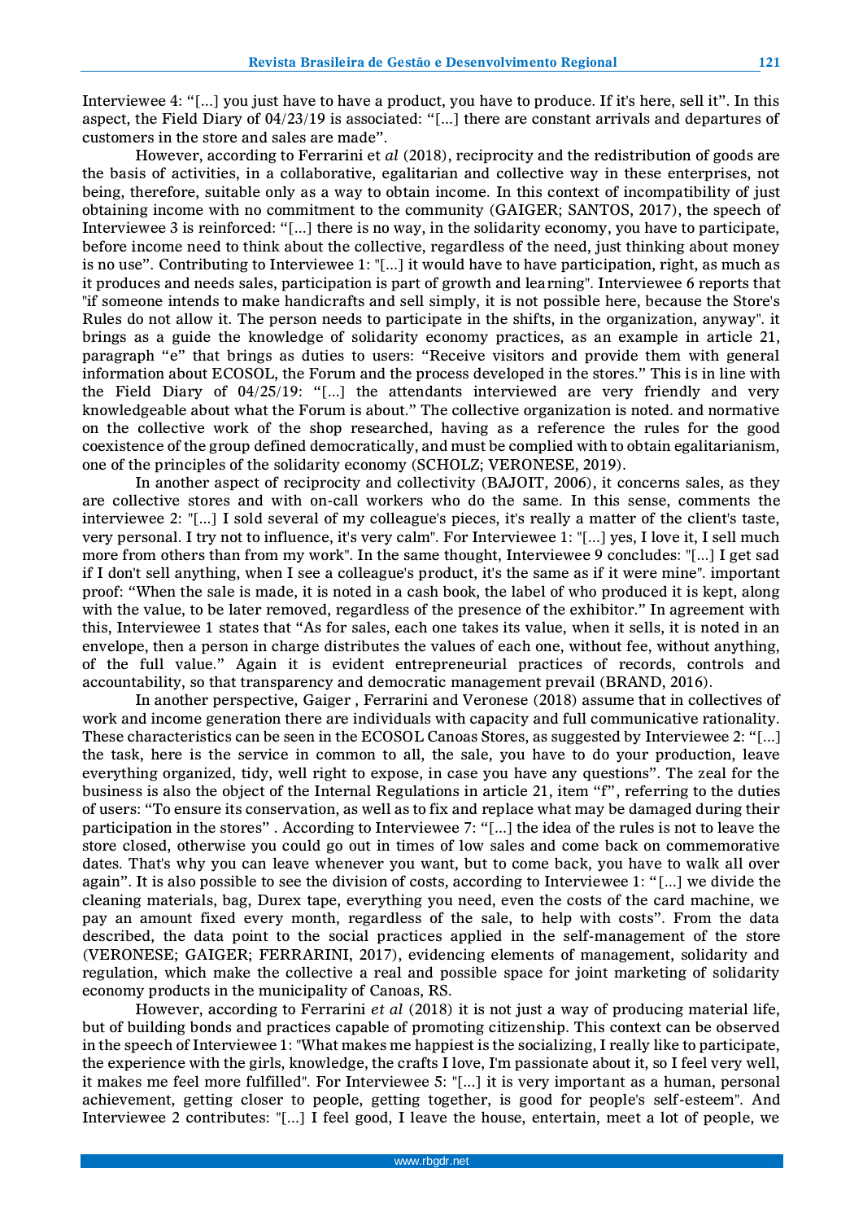Interviewee 4: "[...] you just have to have a product, you have to produce. If it's here, sell it". In this aspect, the Field Diary of 04/23/19 is associated: "[...] there are constant arrivals and departures of customers in the store and sales are made".

However, according to Ferrarini et *al* (2018), reciprocity and the redistribution of goods are the basis of activities, in a collaborative, egalitarian and collective way in these enterprises, not being, therefore, suitable only as a way to obtain income. In this context of incompatibility of just obtaining income with no commitment to the community (GAIGER; SANTOS, 2017), the speech of Interviewee 3 is reinforced: "[...] there is no way, in the solidarity economy, you have to participate, before income need to think about the collective, regardless of the need, just thinking about money is no use". Contributing to Interviewee 1: "[...] it would have to have participation, right, as much as it produces and needs sales, participation is part of growth and learning". Interviewee 6 reports that "if someone intends to make handicrafts and sell simply, it is not possible here, because the Store's Rules do not allow it. The person needs to participate in the shifts, in the organization, anyway". it brings as a guide the knowledge of solidarity economy practices, as an example in article 21, paragraph "e" that brings as duties to users: "Receive visitors and provide them with general information about ECOSOL, the Forum and the process developed in the stores." This is in line with the Field Diary of 04/25/19: "[...] the attendants interviewed are very friendly and very knowledgeable about what the Forum is about." The collective organization is noted. and normative on the collective work of the shop researched, having as a reference the rules for the good coexistence of the group defined democratically, and must be complied with to obtain egalitarianism, one of the principles of the solidarity economy (SCHOLZ; VERONESE, 2019).

In another aspect of reciprocity and collectivity (BAJOIT, 2006), it concerns sales, as they are collective stores and with on-call workers who do the same. In this sense, comments the interviewee 2: "[...] I sold several of my colleague's pieces, it's really a matter of the client's taste, very personal. I try not to influence, it's very calm". For Interviewee 1: "[...] yes, I love it, I sell much more from others than from my work". In the same thought, Interviewee 9 concludes: "[...] I get sad if I don't sell anything, when I see a colleague's product, it's the same as if it were mine". important proof: "When the sale is made, it is noted in a cash book, the label of who produced it is kept, along with the value, to be later removed, regardless of the presence of the exhibitor." In agreement with this, Interviewee 1 states that "As for sales, each one takes its value, when it sells, it is noted in an envelope, then a person in charge distributes the values of each one, without fee, without anything, of the full value." Again it is evident entrepreneurial practices of records, controls and accountability, so that transparency and democratic management prevail (BRAND, 2016).

In another perspective, Gaiger , Ferrarini and Veronese (2018) assume that in collectives of work and income generation there are individuals with capacity and full communicative rationality. These characteristics can be seen in the ECOSOL Canoas Stores, as suggested by Interviewee 2: "[...] the task, here is the service in common to all, the sale, you have to do your production, leave everything organized, tidy, well right to expose, in case you have any questions". The zeal for the business is also the object of the Internal Regulations in article 21, item "f", referring to the duties of users: "To ensure its conservation, as well as to fix and replace what may be damaged during their participation in the stores" . According to Interviewee 7: "[...] the idea of the rules is not to leave the store closed, otherwise you could go out in times of low sales and come back on commemorative dates. That's why you can leave whenever you want, but to come back, you have to walk all over again". It is also possible to see the division of costs, according to Interviewee 1: "[...] we divide the cleaning materials, bag, Durex tape, everything you need, even the costs of the card machine, we pay an amount fixed every month, regardless of the sale, to help with costs". From the data described, the data point to the social practices applied in the self-management of the store (VERONESE; GAIGER; FERRARINI, 2017), evidencing elements of management, solidarity and regulation, which make the collective a real and possible space for joint marketing of solidarity economy products in the municipality of Canoas, RS.

However, according to Ferrarini *et al* (2018) it is not just a way of producing material life, but of building bonds and practices capable of promoting citizenship. This context can be observed in the speech of Interviewee 1: "What makes me happiest is the socializing, I really like to participate, the experience with the girls, knowledge, the crafts I love, I'm passionate about it, so I feel very well, it makes me feel more fulfilled". For Interviewee 5: "[...] it is very important as a human, personal achievement, getting closer to people, getting together, is good for people's self-esteem". And Interviewee 2 contributes: "[...] I feel good, I leave the house, entertain, meet a lot of people, we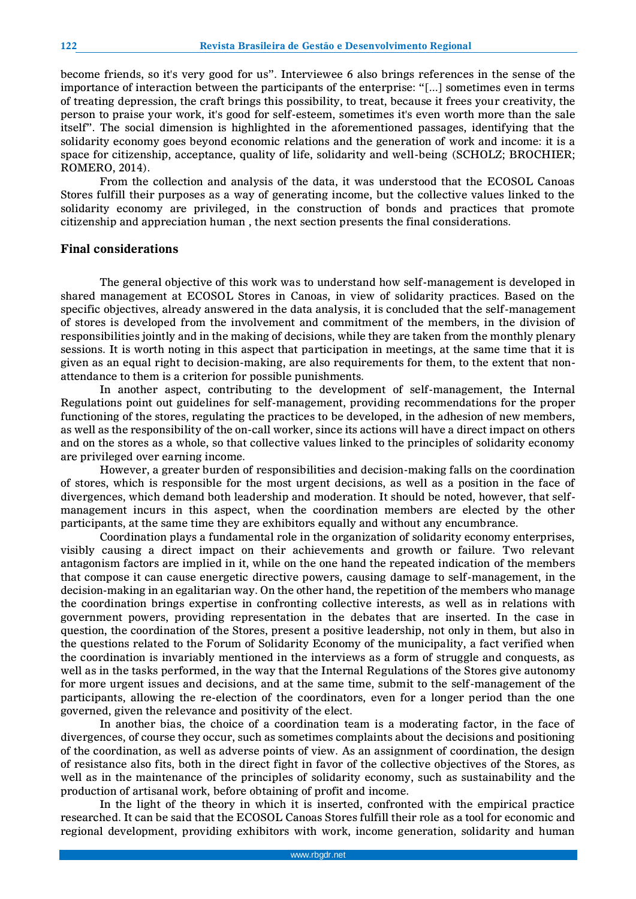become friends, so it's very good for us". Interviewee 6 also brings references in the sense of the importance of interaction between the participants of the enterprise: "[...] sometimes even in terms of treating depression, the craft brings this possibility, to treat, because it frees your creativity, the person to praise your work, it's good for self-esteem, sometimes it's even worth more than the sale itself". The social dimension is highlighted in the aforementioned passages, identifying that the solidarity economy goes beyond economic relations and the generation of work and income: it is a space for citizenship, acceptance, quality of life, solidarity and well-being (SCHOLZ; BROCHIER; ROMERO, 2014).

From the collection and analysis of the data, it was understood that the ECOSOL Canoas Stores fulfill their purposes as a way of generating income, but the collective values linked to the solidarity economy are privileged, in the construction of bonds and practices that promote citizenship and appreciation human , the next section presents the final considerations.

## Final considerations

The general objective of this work was to understand how self-management is developed in shared management at ECOSOL Stores in Canoas, in view of solidarity practices. Based on the specific objectives, already answered in the data analysis, it is concluded that the self-management of stores is developed from the involvement and commitment of the members, in the division of responsibilities jointly and in the making of decisions, while they are taken from the monthly plenary sessions. It is worth noting in this aspect that participation in meetings, at the same time that it is given as an equal right to decision-making, are also requirements for them, to the extent that non-attendance to them is a criterion for possible punishments.

In another aspect, contributing to the development of self-management, the Internal Regulations point out guidelines for self-management, providing recommendations for the proper functioning of the stores, regulating the practices to be developed, in the adhesion of new members, as well as the responsibility of the on-call worker, since its actions will have a direct impact on others and on the stores as a whole, so that collective values linked to the principles of solidarity economy are privileged over earning income.

However, a greater burden of responsibilities and decision-making falls on the coordination of stores, which is responsible for the most urgent decisions, as well as a position in the face of divergences, which demand both leadership and moderation. It should be noted, however, that self-management incurs in this aspect, when the coordination members are elected by the other participants, at the same time they are exhibitors equally and without any encumbrance.

Coordination plays a fundamental role in the organization of solidarity economy enterprises, visibly causing a direct impact on their achievements and growth or failure. Two relevant antagonism factors are implied in it, while on the one hand the repeated indication of the members that compose it can cause energetic directive powers, causing damage to self-management, in the decision-making in an egalitarian way. On the other hand, the repetition of the members who manage the coordination brings expertise in confronting collective interests, as well as in relations with government powers, providing representation in the debates that are inserted. In the case in question, the coordination of the Stores, present a positive leadership, not only in them, but also in the questions related to the Forum of Solidarity Economy of the municipality, a fact verified when the coordination is invariably mentioned in the interviews as a form of struggle and conquests, as well as in the tasks performed, in the way that the Internal Regulations of the Stores give autonomy for more urgent issues and decisions, and at the same time, submit to the self-management of the participants, allowing the re-election of the coordinators, even for a longer period than the one governed, given the relevance and positivity of the elect.

In another bias, the choice of a coordination team is a moderating factor, in the face of divergences, of course they occur, such as sometimes complaints about the decisions and positioning of the coordination, as well as adverse points of view. As an assignment of coordination, the design of resistance also fits, both in the direct fight in favor of the collective objectives of the Stores, as well as in the maintenance of the principles of solidarity economy, such as sustainability and the production of artisanal work, before obtaining of profit and income.

In the light of the theory in which it is inserted, confronted with the empirical practice researched. It can be said that the ECOSOL Canoas Stores fulfill their role as a tool for economic and regional development, providing exhibitors with work, income generation, solidarity and human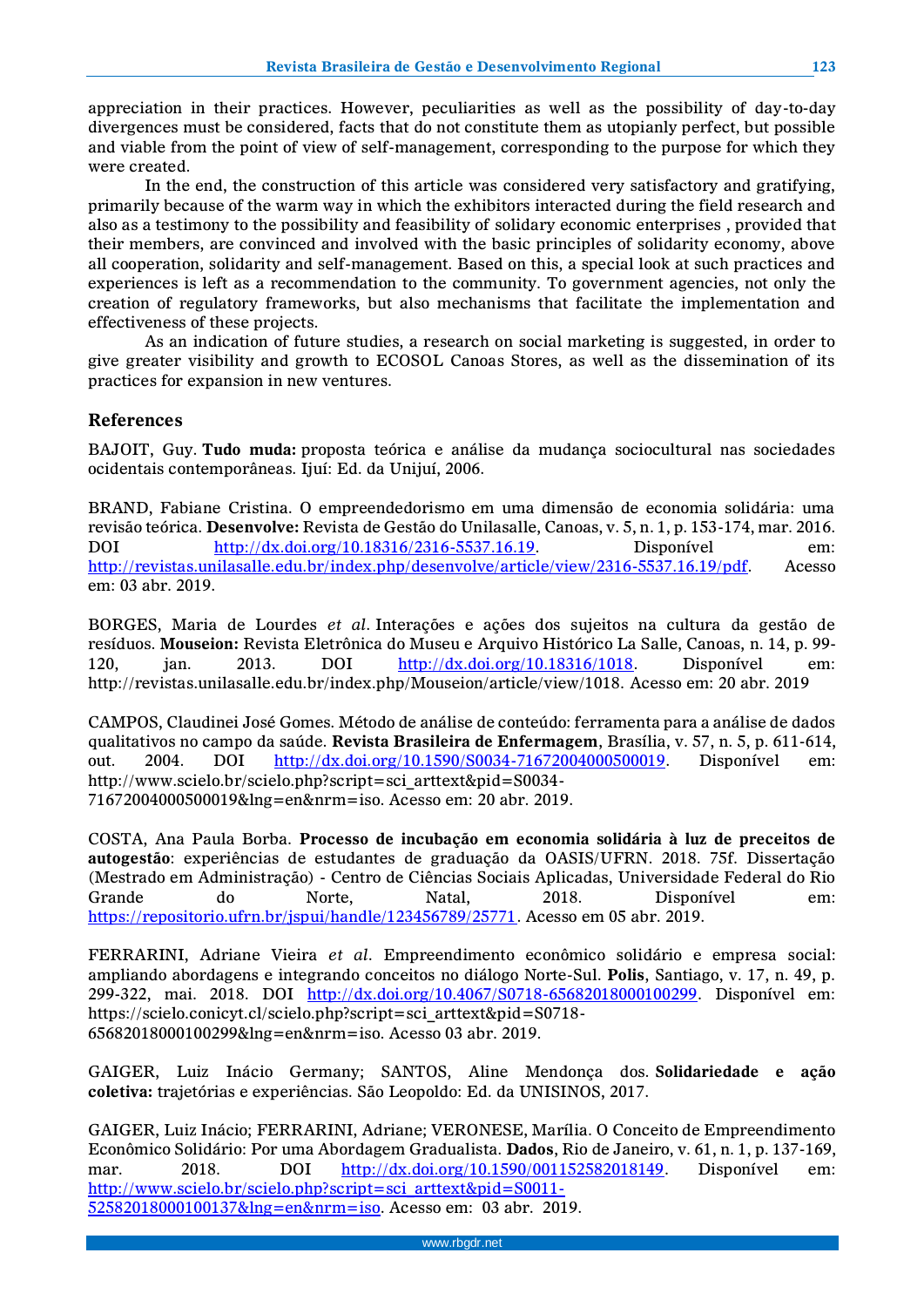appreciation in their practices. However, peculiarities as well as the possibility of day-to-day divergences must be considered, facts that do not constitute them as utopianly perfect, but possible and viable from the point of view of self-management, corresponding to the purpose for which they were created.

In the end, the construction of this article was considered very satisfactory and gratifying, primarily because of the warm way in which the exhibitors interacted during the field research and also as a testimony to the possibility and feasibility of solidary economic enterprises , provided that their members, are convinced and involved with the basic principles of solidarity economy, above all cooperation, solidarity and self-management. Based on this, a special look at such practices and experiences is left as a recommendation to the community. To government agencies, not only the creation of regulatory frameworks, but also mechanisms that facilitate the implementation and effectiveness of these projects.

As an indication of future studies, a research on social marketing is suggested, in order to give greater visibility and growth to ECOSOL Canoas Stores, as well as the dissemination of its practices for expansion in new ventures.

## References

BAJOIT, Guy. **Tudo muda:** proposta teórica e análise da mudança sociocultural nas sociedades ocidentais contemporâneas. Ijuí: Ed. da Unijuí, 2006.

BRAND, Fabiane Cristina. O empreendedorismo em uma dimensão de economia solidária: uma revisão teórica. **Desenvolve:** Revista de Gestão do Unilasalle, Canoas, v. 5, n. 1, p. 153-174, mar. 2016. DOI http://dx.doi.org/10.18316/2316-5537.16.19. Disponível em: http://revistas.unilasalle.edu.br/index.php/desenvolve/article/view/2316-5537.16.19/pdf. Acesso em: 03 abr. 2019.

BORGES, Maria de Lourdes *et al.* Interações e ações dos sujeitos na cultura da gestão de resíduos. **Mouseion:** Revista Eletrônica do Museu e Arquivo Histórico La Salle, Canoas, n. 14, p. 99-120, jan. 2013. DOI http://dx.doi.org/10.18316/1018. Disponível em: http://revistas.unilasalle.edu.br/index.php/Mouseion/article/view/1018. Acesso em: 20 abr. 2019

CAMPOS, Claudinei José Gomes. Método de análise de conteúdo: ferramenta para a análise de dados qualitativos no campo da saúde. **Revista Brasileira de Enfermagem**, Brasília, v. 57, n. 5, p. 611-614, out. 2004. DOI http://dx.doi.org/10.1590/S0034-71672004000500019. Disponível em: http://www.scielo.br/scielo.php?script=sci_arttext&pid=S0034-71672004000500019&lng=en&nrm=iso. Acesso em: 20 abr. 2019.

COSTA, Ana Paula Borba. **Processo de incubação em economia solidária à luz de preceitos de autogestão**: experiências de estudantes de graduação da OASIS/UFRN. 2018. 75f. Dissertação (Mestrado em Administração) - Centro de Ciências Sociais Aplicadas, Universidade Federal do Rio Grande do Norte, Natal, 2018. Disponível em: https://repositorio.ufrn.br/jspui/handle/123456789/25771. Acesso em 05 abr. 2019.

FERRARINI, Adriane Vieira *et al.* Empreendimento econômico solidário e empresa social: ampliando abordagens e integrando conceitos no diálogo Norte-Sul. **Polis**, Santiago, v. 17, n. 49, p. 299-322, mai. 2018. DOI http://dx.doi.org/10.4067/S0718-65682018000100299. Disponível em: https://scielo.conicyt.cl/scielo.php?script=sci_arttext&pid=S0718-65682018000100299&lng=en&nrm=iso. Acesso 03 abr. 2019.

GAIGER, Luiz Inácio Germany; SANTOS, Aline Mendonça dos. **Solidariedade e ação coletiva:** trajetórias e experiências. São Leopoldo: Ed. da UNISINOS, 2017.

GAIGER, Luiz Inácio; FERRARINI, Adriane; VERONESE, Marília. O Conceito de Empreendimento Econômico Solidário: Por uma Abordagem Gradualista. **Dados**, Rio de Janeiro, v. 61, n. 1, p. 137-169, mar. 2018. DOI http://dx.doi.org/10.1590/001152582018149. Disponível em: http://www.scielo.br/scielo.php?script=sci_arttext&pid=S0011-52582018000100137&lng=en&nrm=iso. Acesso em: 03 abr. 2019.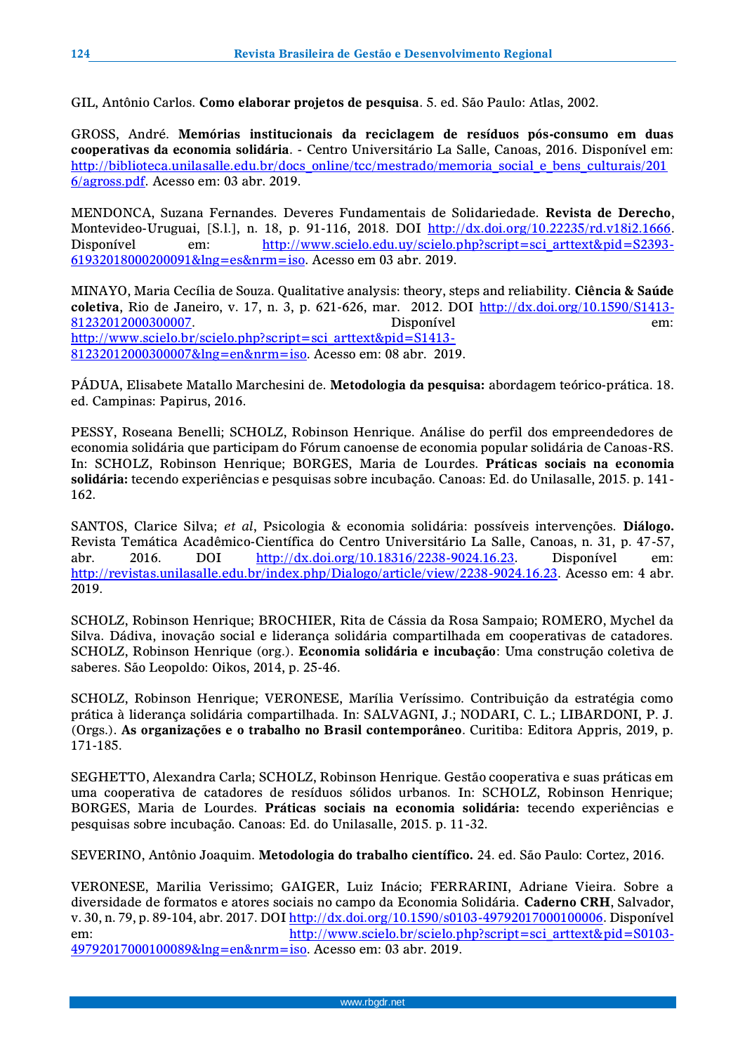GIL, Antônio Carlos. **Como elaborar projetos de pesquisa**. 5. ed. São Paulo: Atlas, 2002.

GROSS, André. **Memórias institucionais da reciclagem de resíduos pós-consumo em duas cooperativas da economia solidária**. - Centro Universitário La Salle, Canoas, 2016. Disponível em: http://biblioteca.unilasalle.edu.br/docs_online/tcc/mestrado/memoria_social_e_bens_culturais/2016/agross.pdf. Acesso em: 03 abr. 2019.

MENDONCA, Suzana Fernandes. Deveres Fundamentais de Solidariedade. **Revista de Derecho**, Montevideo-Uruguai, [S.l.], n. 18, p. 91-116, 2018. DOI http://dx.doi.org/10.22235/rd.v18i2.1666. Disponível em: http://www.scielo.edu.uy/scielo.php?script=sci_arttext&pid=S2393-61932018000200091&lng=es&nrm=iso. Acesso em 03 abr. 2019.

MINAYO, Maria Cecília de Souza. Qualitative analysis: theory, steps and reliability. **Ciência & Saúde coletiva**, Rio de Janeiro, v. 17, n. 3, p. 621-626, mar. 2012. DOI http://dx.doi.org/10.1590/S1413-81232012000300007. Disponível em: http://www.scielo.br/scielo.php?script=sci_arttext&pid=S1413-81232012000300007&lng=en&nrm=iso. Acesso em: 08 abr. 2019.

PÁDUA, Elisabete Matallo Marchesini de. **Metodologia da pesquisa:** abordagem teórico-prática. 18. ed. Campinas: Papirus, 2016.

PESSY, Roseana Benelli; SCHOLZ, Robinson Henrique. Análise do perfil dos empreendedores de economia solidária que participam do Fórum canoense de economia popular solidária de Canoas-RS. In: SCHOLZ, Robinson Henrique; BORGES, Maria de Lourdes. **Práticas sociais na economia solidária:** tecendo experiências e pesquisas sobre incubação. Canoas: Ed. do Unilasalle, 2015. p. 141-162.

SANTOS, Clarice Silva; *et al*, Psicologia & economia solidária: possíveis intervenções. **Diálogo.** Revista Temática Acadêmico-Científica do Centro Universitário La Salle, Canoas, n. 31, p. 47-57, abr. 2016. DOI http://dx.doi.org/10.18316/2238-9024.16.23. Disponível em: http://revistas.unilasalle.edu.br/index.php/Dialogo/article/view/2238-9024.16.23. Acesso em: 4 abr. 2019.

SCHOLZ, Robinson Henrique; BROCHIER, Rita de Cássia da Rosa Sampaio; ROMERO, Mychel da Silva. Dádiva, inovação social e liderança solidária compartilhada em cooperativas de catadores. SCHOLZ, Robinson Henrique (org.). **Economia solidária e incubação**: Uma construção coletiva de saberes. São Leopoldo: Oikos, 2014, p. 25-46.

SCHOLZ, Robinson Henrique; VERONESE, Marília Veríssimo. Contribuição da estratégia como prática à liderança solidária compartilhada. In: SALVAGNI, J.; NODARI, C. L.; LIBARDONI, P. J. (Orgs.). **As organizações e o trabalho no Brasil contemporâneo**. Curitiba: Editora Appris, 2019, p. 171-185.

SEGHETTO, Alexandra Carla; SCHOLZ, Robinson Henrique. Gestão cooperativa e suas práticas em uma cooperativa de catadores de resíduos sólidos urbanos. In: SCHOLZ, Robinson Henrique; BORGES, Maria de Lourdes. **Práticas sociais na economia solidária:** tecendo experiências e pesquisas sobre incubação. Canoas: Ed. do Unilasalle, 2015. p. 11-32.

SEVERINO, Antônio Joaquim. **Metodologia do trabalho científico.** 24. ed. São Paulo: Cortez, 2016.

VERONESE, Marilia Verissimo; GAIGER, Luiz Inácio; FERRARINI, Adriane Vieira. Sobre a diversidade de formatos e atores sociais no campo da Economia Solidária. **Caderno CRH**, Salvador, v. 30, n. 79, p. 89-104, abr. 2017. DOI http://dx.doi.org/10.1590/s0103-49792017000100006. Disponível em: http://www.scielo.br/scielo.php?script=sci_arttext&pid=S0103-49792017000100089&lng=en&nrm=iso. Acesso em: 03 abr. 2019.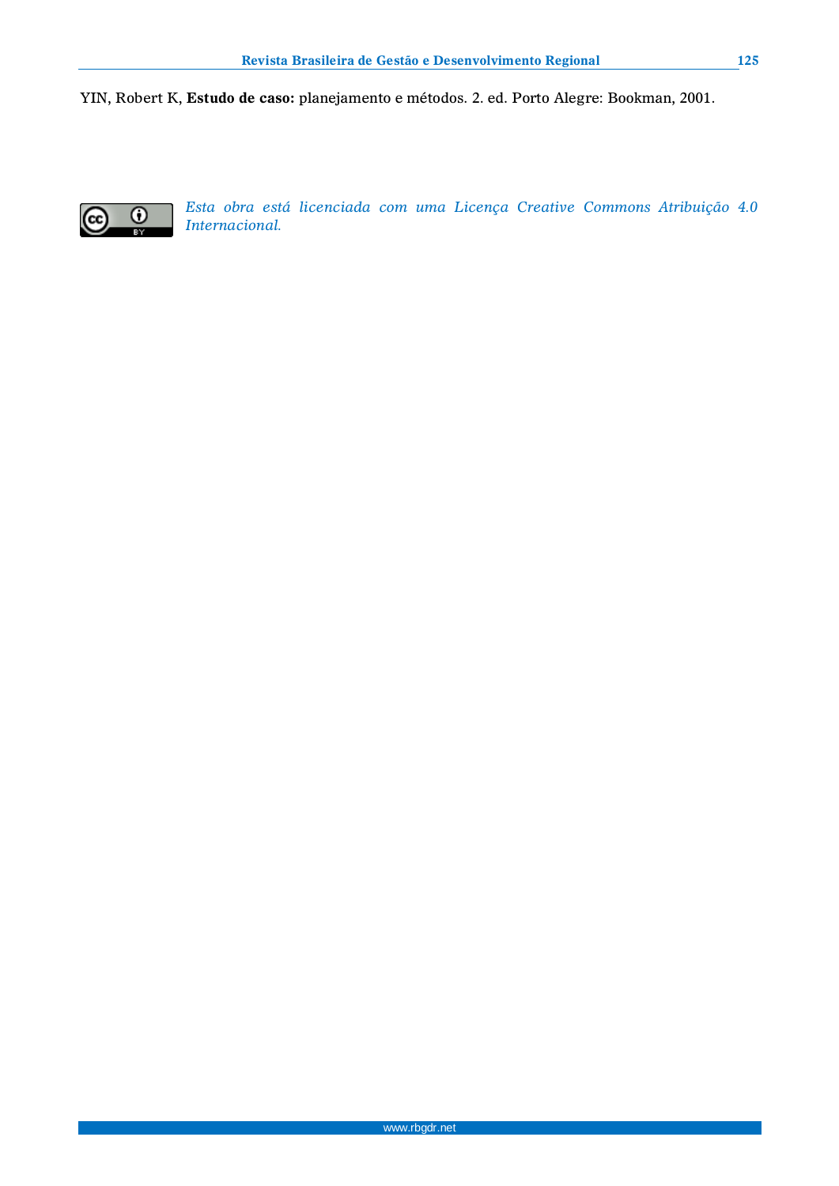YIN, Robert K, **Estudo de caso:** planejamento e métodos. 2. ed. Porto Alegre: Bookman, 2001.

*Esta obra está licenciada com uma Licença Creative Commons Atribuição 4.0 Internacional.*